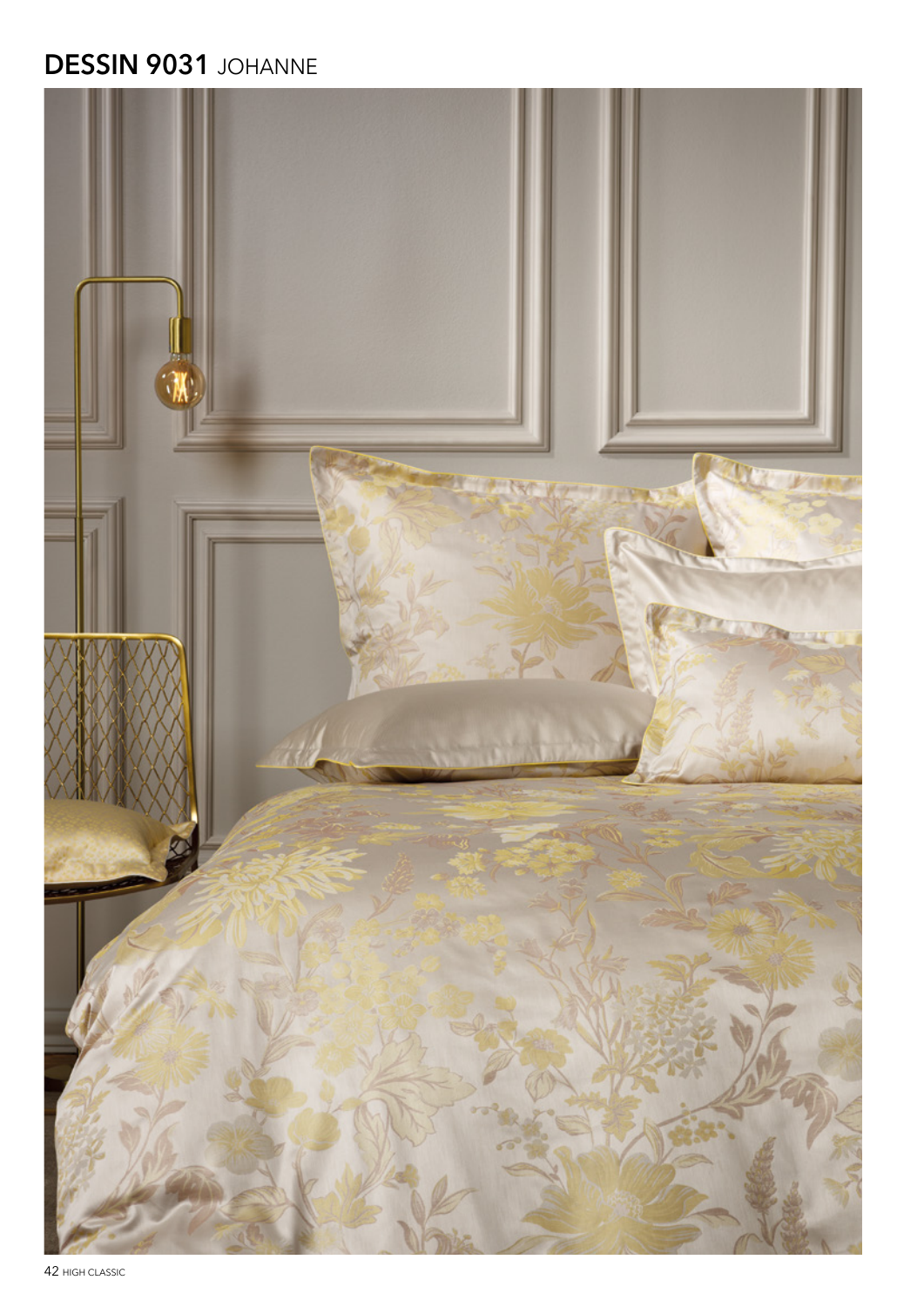## DESSIN 9031 JOHANNE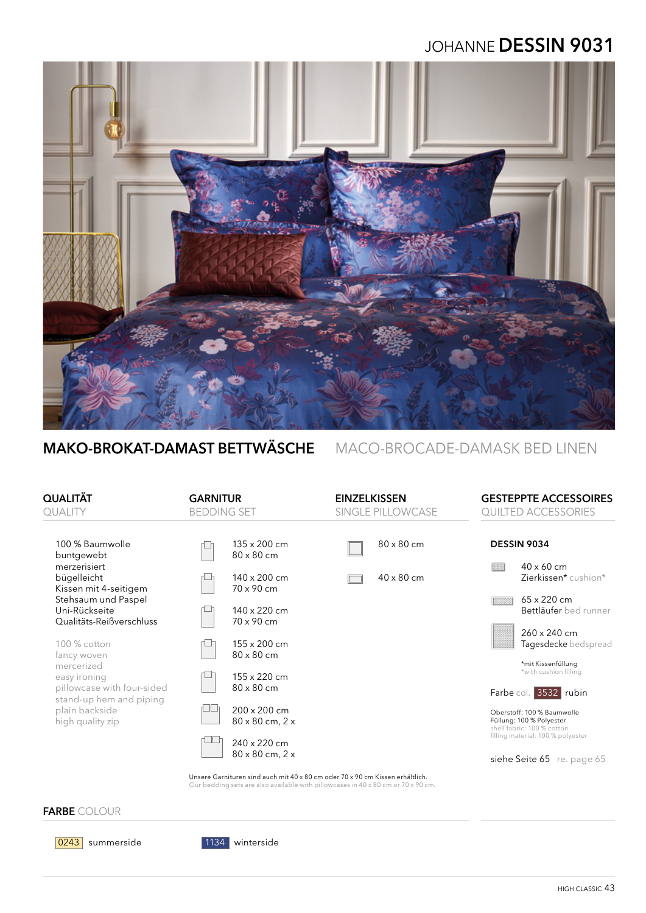# JOHANNE **DESSIN 9031**

## MAKO-BROKAT-DAMAST BETTWÄSCHE MACO-BROCADE-DAMASK BED LINEN

### QUALITÄT
QUALITY

100 % Baumwolle
buntgewebt
merzerisiert
bügelleicht
Kissen mit 4-seitigem Stehsaum und Paspel
Uni-Rückseite
Qualitäts-Reißverschluss

100 % cotton
fancy woven
mercerized
easy ironing
pillowcase with four-sided stand-up hem and piping
plain backside
high quality zip

### GARNITUR
BEDDING SET

- 135 x 200 cm / 80 x 80 cm
- 140 x 200 cm / 70 x 90 cm
- 140 x 220 cm / 70 x 90 cm
- 155 x 200 cm / 80 x 80 cm
- 155 x 220 cm / 80 x 80 cm
- 200 x 200 cm / 80 x 80 cm, 2 x
- 240 x 220 cm / 80 x 80 cm, 2 x

Unsere Garnituren sind auch mit 40 x 80 cm oder 70 x 90 cm Kissen erhältlich.
Our bedding sets are also available with pillowcases in 40 x 80 cm or 70 x 90 cm.

### EINZELKISSEN
SINGLE PILLOWCASE

- 80 x 80 cm
- 40 x 80 cm

### GESTEPPTE ACCESSOIRES
QUILTED ACCESSORIES

**DESSIN 9034**

- 40 x 60 cm Zierkissen* cushion*
- 65 x 220 cm Bettläufer bed runner
- 260 x 240 cm Tagesdecke bedspread

*mit Kissenfüllung
*with cushion filling

Farbe col. 3532 rubin

Oberstoff: 100 % Baumwolle
Füllung: 100 % Polyester
shell fabric: 100 % cotton
filling material: 100 % polyester

siehe Seite 65 re. page 65

### FARBE COLOUR

0243 summerside

1134 winterside